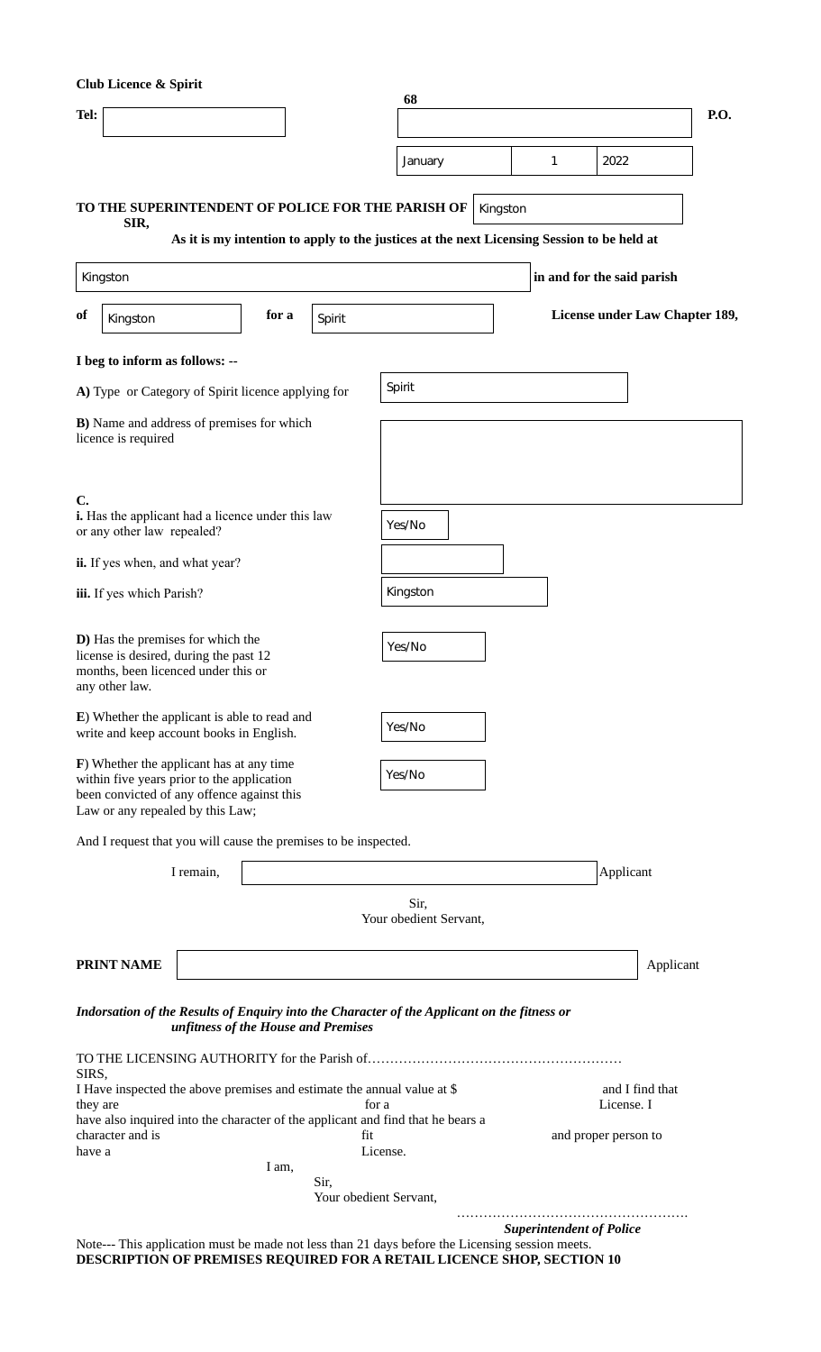**Club Licence & Spirit**

**Tel:** 

68

**P.O.**

January 1 2022

**TO THE SUPERINTENDENT OF POLICE FOR THE PARISH OF** Kingston

**SIR,**

**As it is my intention to apply to the justices at the next Licensing Session to be held at**

Kingston **in and for the said parish**

**of** Kingston **for a** Spirit **License under Law Chapter 189,**

**I beg to inform as follows: --**

**A)** Type or Category of Spirit licence applying for: Spirit

**B)** Name and address of premises for which licence is required:

**C.**

**i.** Has the applicant had a licence under this law or any other law repealed? Yes/No

**ii.** If yes when, and what year?

**iii.** If yes which Parish? Kingston

**D)** Has the premises for which the license is desired, during the past 12 months, been licenced under this or any other law. Yes/No

**E**) Whether the applicant is able to read and write and keep account books in English. Yes/No

**F**) Whether the applicant has at any time within five years prior to the application been convicted of any offence against this Law or any repealed by this Law; Yes/No

And I request that you will cause the premises to be inspected.

I remain, Applicant

Sir,
Your obedient Servant,

**PRINT NAME** Applicant

***Indorsation of the Results of Enquiry into the Character of the Applicant on the fitness or unfitness of the House and Premises***

TO THE LICENSING AUTHORITY for the Parish of………………………………………………

SIRS,

I Have inspected the above premises and estimate the annual value at $ and I find that they are for a License. I have also inquired into the character of the applicant and find that he bears a character and is fit and proper person to have a License.

I am,

Sir,
Your obedient Servant,

…………………………………………….
***Superintendent of Police***

Note--- This application must be made not less than 21 days before the Licensing session meets.

**DESCRIPTION OF PREMISES REQUIRED FOR A RETAIL LICENCE SHOP, SECTION 10**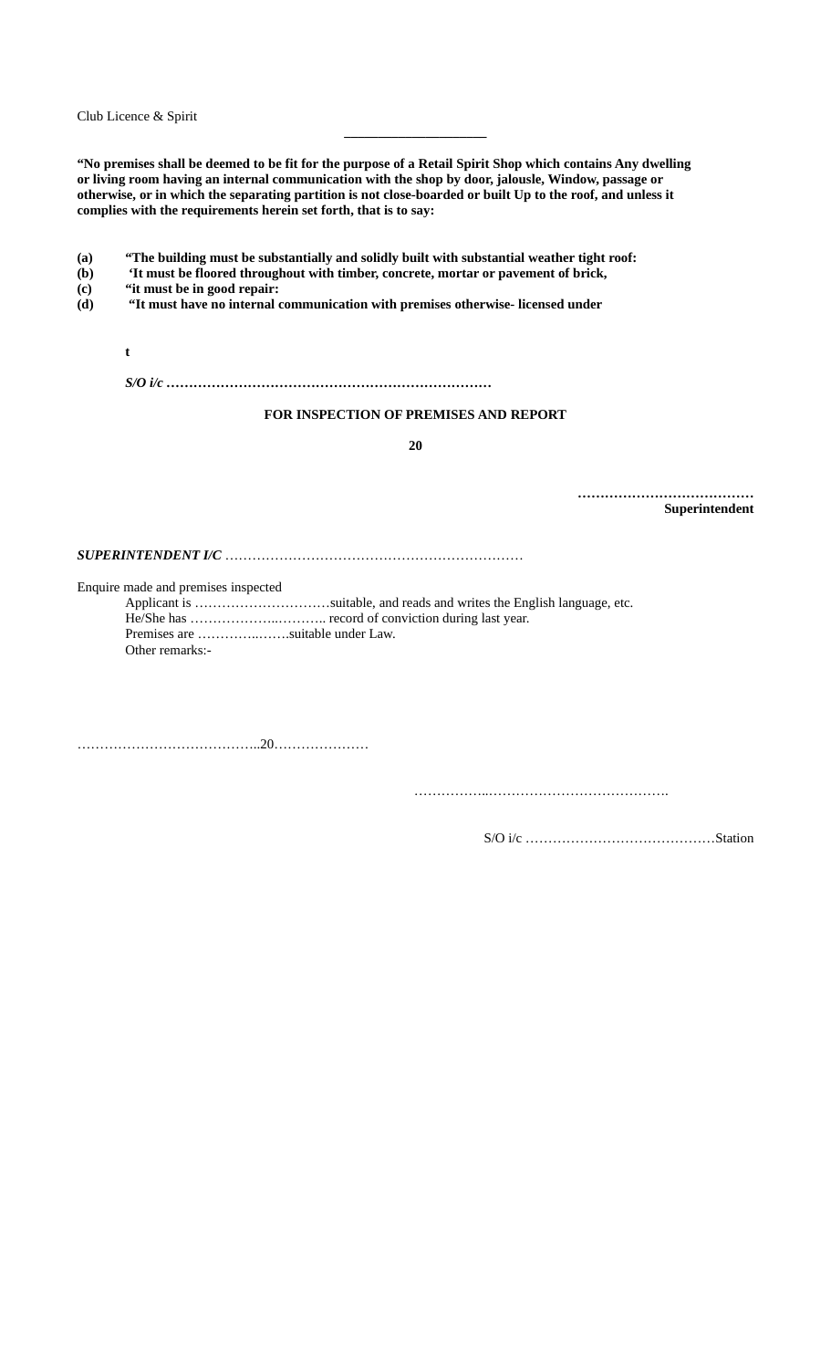Club Licence & Spirit

---

**"No premises shall be deemed to be fit for the purpose of a Retail Spirit Shop which contains Any dwelling or living room having an internal communication with the shop by door, jalousle, Window, passage or otherwise, or in which the separating partition is not close-boarded or built Up to the roof, and unless it complies with the requirements herein set forth, that is to say:**

**(a)** **"The building must be substantially and solidly built with substantial weather tight roof:**
**(b)** **'It must be floored throughout with timber, concrete, mortar or pavement of brick,**
**(c)** **"it must be in good repair:**
**(d)** **"It must have no internal communication with premises otherwise- licensed under**

**t**

***S/O i/c* ………………………………………………………………**

**FOR INSPECTION OF PREMISES AND REPORT**

**20**

**…………………………………**
**Superintendent**

***SUPERINTENDENT I/C*** …………………………………………………………

Enquire made and premises inspected

Applicant is …………………………suitable, and reads and writes the English language, etc.
He/She has ………………..……….. record of conviction during last year.
Premises are …………..…….suitable under Law.
Other remarks:-

…………………………………..20…………………

……………..………………………………….

S/O i/c ……………………………………Station